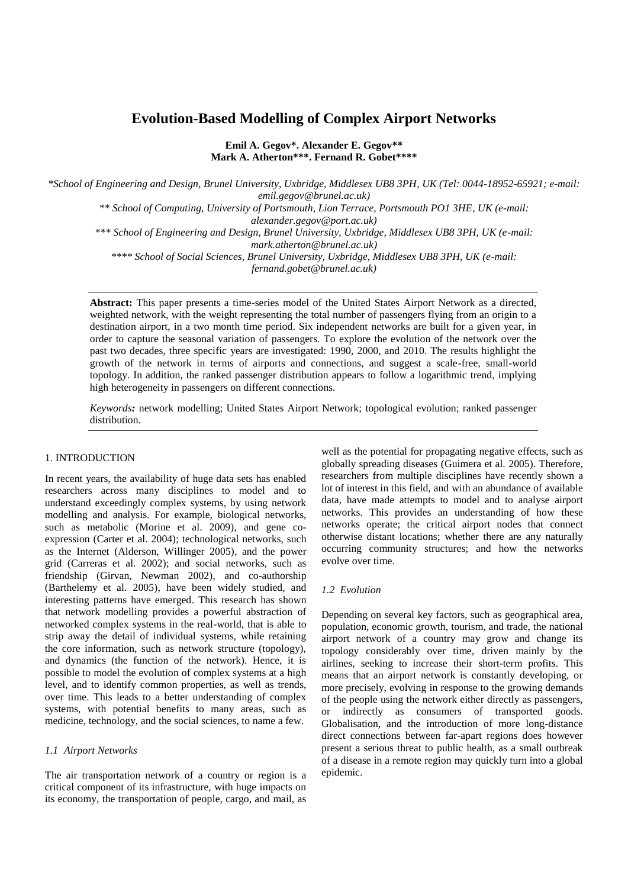# Evolution-Based Modelling of Complex Airport Networks

**Emil A. Gegov*. Alexander E. Gegov\*\***
**Mark A. Atherton\*\*\*. Fernand R. Gobet\*\*\*\***

*\*School of Engineering and Design, Brunel University, Uxbridge, Middlesex UB8 3PH, UK (Tel: 0044-18952-65921; e-mail: emil.gegov@brunel.ac.uk)*

*\*\* School of Computing, University of Portsmouth, Lion Terrace, Portsmouth PO1 3HE, UK (e-mail: alexander.gegov@port.ac.uk)*

*\*\*\* School of Engineering and Design, Brunel University, Uxbridge, Middlesex UB8 3PH, UK (e-mail: mark.atherton@brunel.ac.uk)*

*\*\*\*\* School of Social Sciences, Brunel University, Uxbridge, Middlesex UB8 3PH, UK (e-mail: fernand.gobet@brunel.ac.uk)*

**Abstract:** This paper presents a time-series model of the United States Airport Network as a directed, weighted network, with the weight representing the total number of passengers flying from an origin to a destination airport, in a two month time period. Six independent networks are built for a given year, in order to capture the seasonal variation of passengers. To explore the evolution of the network over the past two decades, three specific years are investigated: 1990, 2000, and 2010. The results highlight the growth of the network in terms of airports and connections, and suggest a scale-free, small-world topology. In addition, the ranked passenger distribution appears to follow a logarithmic trend, implying high heterogeneity in passengers on different connections.

*Keywords:* network modelling; United States Airport Network; topological evolution; ranked passenger distribution.

## 1. INTRODUCTION

In recent years, the availability of huge data sets has enabled researchers across many disciplines to model and to understand exceedingly complex systems, by using network modelling and analysis. For example, biological networks, such as metabolic (Morine et al. 2009), and gene co-expression (Carter et al. 2004); technological networks, such as the Internet (Alderson, Willinger 2005), and the power grid (Carreras et al. 2002); and social networks, such as friendship (Girvan, Newman 2002), and co-authorship (Barthelemy et al. 2005), have been widely studied, and interesting patterns have emerged. This research has shown that network modelling provides a powerful abstraction of networked complex systems in the real-world, that is able to strip away the detail of individual systems, while retaining the core information, such as network structure (topology), and dynamics (the function of the network). Hence, it is possible to model the evolution of complex systems at a high level, and to identify common properties, as well as trends, over time. This leads to a better understanding of complex systems, with potential benefits to many areas, such as medicine, technology, and the social sciences, to name a few.

### *1.1 Airport Networks*

The air transportation network of a country or region is a critical component of its infrastructure, with huge impacts on its economy, the transportation of people, cargo, and mail, as well as the potential for propagating negative effects, such as globally spreading diseases (Guimera et al. 2005). Therefore, researchers from multiple disciplines have recently shown a lot of interest in this field, and with an abundance of available data, have made attempts to model and to analyse airport networks. This provides an understanding of how these networks operate; the critical airport nodes that connect otherwise distant locations; whether there are any naturally occurring community structures; and how the networks evolve over time.

### *1.2 Evolution*

Depending on several key factors, such as geographical area, population, economic growth, tourism, and trade, the national airport network of a country may grow and change its topology considerably over time, driven mainly by the airlines, seeking to increase their short-term profits. This means that an airport network is constantly developing, or more precisely, evolving in response to the growing demands of the people using the network either directly as passengers, or indirectly as consumers of transported goods. Globalisation, and the introduction of more long-distance direct connections between far-apart regions does however present a serious threat to public health, as a small outbreak of a disease in a remote region may quickly turn into a global epidemic.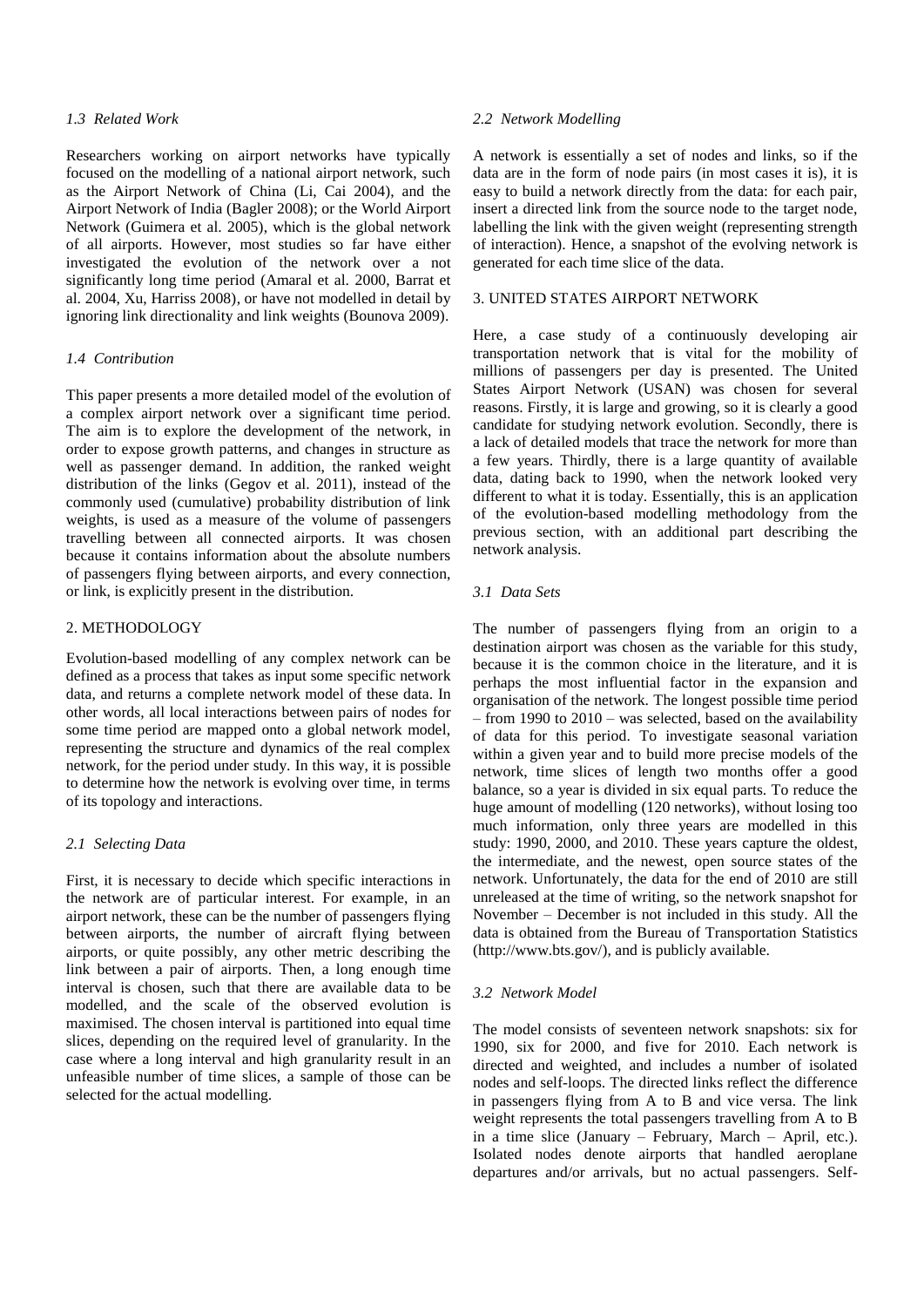### 1.3 Related Work

Researchers working on airport networks have typically focused on the modelling of a national airport network, such as the Airport Network of China (Li, Cai 2004), and the Airport Network of India (Bagler 2008); or the World Airport Network (Guimera et al. 2005), which is the global network of all airports. However, most studies so far have either investigated the evolution of the network over a not significantly long time period (Amaral et al. 2000, Barrat et al. 2004, Xu, Harriss 2008), or have not modelled in detail by ignoring link directionality and link weights (Bounova 2009).

### 1.4 Contribution

This paper presents a more detailed model of the evolution of a complex airport network over a significant time period. The aim is to explore the development of the network, in order to expose growth patterns, and changes in structure as well as passenger demand. In addition, the ranked weight distribution of the links (Gegov et al. 2011), instead of the commonly used (cumulative) probability distribution of link weights, is used as a measure of the volume of passengers travelling between all connected airports. It was chosen because it contains information about the absolute numbers of passengers flying between airports, and every connection, or link, is explicitly present in the distribution.

## 2. METHODOLOGY

Evolution-based modelling of any complex network can be defined as a process that takes as input some specific network data, and returns a complete network model of these data. In other words, all local interactions between pairs of nodes for some time period are mapped onto a global network model, representing the structure and dynamics of the real complex network, for the period under study. In this way, it is possible to determine how the network is evolving over time, in terms of its topology and interactions.

### 2.1 Selecting Data

First, it is necessary to decide which specific interactions in the network are of particular interest. For example, in an airport network, these can be the number of passengers flying between airports, the number of aircraft flying between airports, or quite possibly, any other metric describing the link between a pair of airports. Then, a long enough time interval is chosen, such that there are available data to be modelled, and the scale of the observed evolution is maximised. The chosen interval is partitioned into equal time slices, depending on the required level of granularity. In the case where a long interval and high granularity result in an unfeasible number of time slices, a sample of those can be selected for the actual modelling.

### 2.2 Network Modelling

A network is essentially a set of nodes and links, so if the data are in the form of node pairs (in most cases it is), it is easy to build a network directly from the data: for each pair, insert a directed link from the source node to the target node, labelling the link with the given weight (representing strength of interaction). Hence, a snapshot of the evolving network is generated for each time slice of the data.

## 3. UNITED STATES AIRPORT NETWORK

Here, a case study of a continuously developing air transportation network that is vital for the mobility of millions of passengers per day is presented. The United States Airport Network (USAN) was chosen for several reasons. Firstly, it is large and growing, so it is clearly a good candidate for studying network evolution. Secondly, there is a lack of detailed models that trace the network for more than a few years. Thirdly, there is a large quantity of available data, dating back to 1990, when the network looked very different to what it is today. Essentially, this is an application of the evolution-based modelling methodology from the previous section, with an additional part describing the network analysis.

### 3.1 Data Sets

The number of passengers flying from an origin to a destination airport was chosen as the variable for this study, because it is the common choice in the literature, and it is perhaps the most influential factor in the expansion and organisation of the network. The longest possible time period – from 1990 to 2010 – was selected, based on the availability of data for this period. To investigate seasonal variation within a given year and to build more precise models of the network, time slices of length two months offer a good balance, so a year is divided in six equal parts. To reduce the huge amount of modelling (120 networks), without losing too much information, only three years are modelled in this study: 1990, 2000, and 2010. These years capture the oldest, the intermediate, and the newest, open source states of the network. Unfortunately, the data for the end of 2010 are still unreleased at the time of writing, so the network snapshot for November – December is not included in this study. All the data is obtained from the Bureau of Transportation Statistics (http://www.bts.gov/), and is publicly available.

### 3.2 Network Model

The model consists of seventeen network snapshots: six for 1990, six for 2000, and five for 2010. Each network is directed and weighted, and includes a number of isolated nodes and self-loops. The directed links reflect the difference in passengers flying from A to B and vice versa. The link weight represents the total passengers travelling from A to B in a time slice (January – February, March – April, etc.). Isolated nodes denote airports that handled aeroplane departures and/or arrivals, but no actual passengers. Self-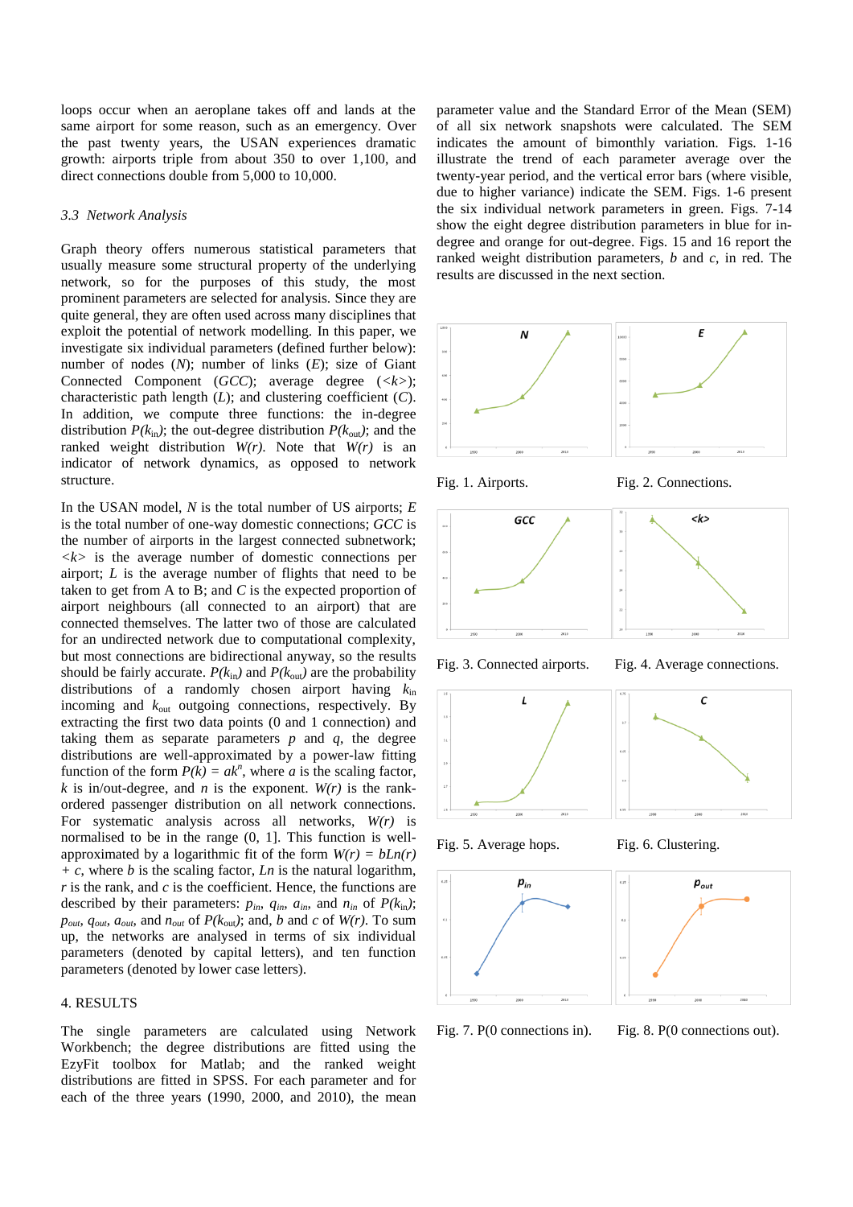loops occur when an aeroplane takes off and lands at the same airport for some reason, such as an emergency. Over the past twenty years, the USAN experiences dramatic growth: airports triple from about 350 to over 1,100, and direct connections double from 5,000 to 10,000.

### *3.3 Network Analysis*

Graph theory offers numerous statistical parameters that usually measure some structural property of the underlying network, so for the purposes of this study, the most prominent parameters are selected for analysis. Since they are quite general, they are often used across many disciplines that exploit the potential of network modelling. In this paper, we investigate six individual parameters (defined further below): number of nodes ($N$); number of links ($E$); size of Giant Connected Component ($GCC$); average degree ($<k>$); characteristic path length ($L$); and clustering coefficient ($C$). In addition, we compute three functions: the in-degree distribution $P(k_{in})$; the out-degree distribution $P(k_{out})$; and the ranked weight distribution $W(r)$. Note that $W(r)$ is an indicator of network dynamics, as opposed to network structure.

In the USAN model, $N$ is the total number of US airports; $E$ is the total number of one-way domestic connections; $GCC$ is the number of airports in the largest connected subnetwork; $<k>$ is the average number of domestic connections per airport; $L$ is the average number of flights that need to be taken to get from A to B; and $C$ is the expected proportion of airport neighbours (all connected to an airport) that are connected themselves. The latter two of those are calculated for an undirected network due to computational complexity, but most connections are bidirectional anyway, so the results should be fairly accurate. $P(k_{in})$ and $P(k_{out})$ are the probability distributions of a randomly chosen airport having $k_{in}$ incoming and $k_{out}$ outgoing connections, respectively. By extracting the first two data points (0 and 1 connection) and taking them as separate parameters $p$ and $q$, the degree distributions are well-approximated by a power-law fitting function of the form $P(k) = ak^n$, where $a$ is the scaling factor, $k$ is in/out-degree, and $n$ is the exponent. $W(r)$ is the rank-ordered passenger distribution on all network connections. For systematic analysis across all networks, $W(r)$ is normalised to be in the range (0, 1]. This function is well-approximated by a logarithmic fit of the form $W(r) = bLn(r) + c$, where $b$ is the scaling factor, $Ln$ is the natural logarithm, $r$ is the rank, and $c$ is the coefficient. Hence, the functions are described by their parameters: $p_{in}$, $q_{in}$, $a_{in}$, and $n_{in}$ of $P(k_{in})$; $p_{out}$, $q_{out}$, $a_{out}$, and $n_{out}$ of $P(k_{out})$; and, $b$ and $c$ of $W(r)$. To sum up, the networks are analysed in terms of six individual parameters (denoted by capital letters), and ten function parameters (denoted by lower case letters).

## 4. RESULTS

The single parameters are calculated using Network Workbench; the degree distributions are fitted using the EzyFit toolbox for Matlab; and the ranked weight distributions are fitted in SPSS. For each parameter and for each of the three years (1990, 2000, and 2010), the mean parameter value and the Standard Error of the Mean (SEM) of all six network snapshots were calculated. The SEM indicates the amount of bimonthly variation. Figs. 1-16 illustrate the trend of each parameter average over the twenty-year period, and the vertical error bars (where visible, due to higher variance) indicate the SEM. Figs. 1-6 present the six individual network parameters in green. Figs. 7-14 show the eight degree distribution parameters in blue for in-degree and orange for out-degree. Figs. 15 and 16 report the ranked weight distribution parameters, $b$ and $c$, in red. The results are discussed in the next section.

Fig. 1. Airports.

Fig. 2. Connections.

Fig. 3. Connected airports.

Fig. 4. Average connections.

Fig. 5. Average hops.

Fig. 6. Clustering.

Fig. 7. P(0 connections in).

Fig. 8. P(0 connections out).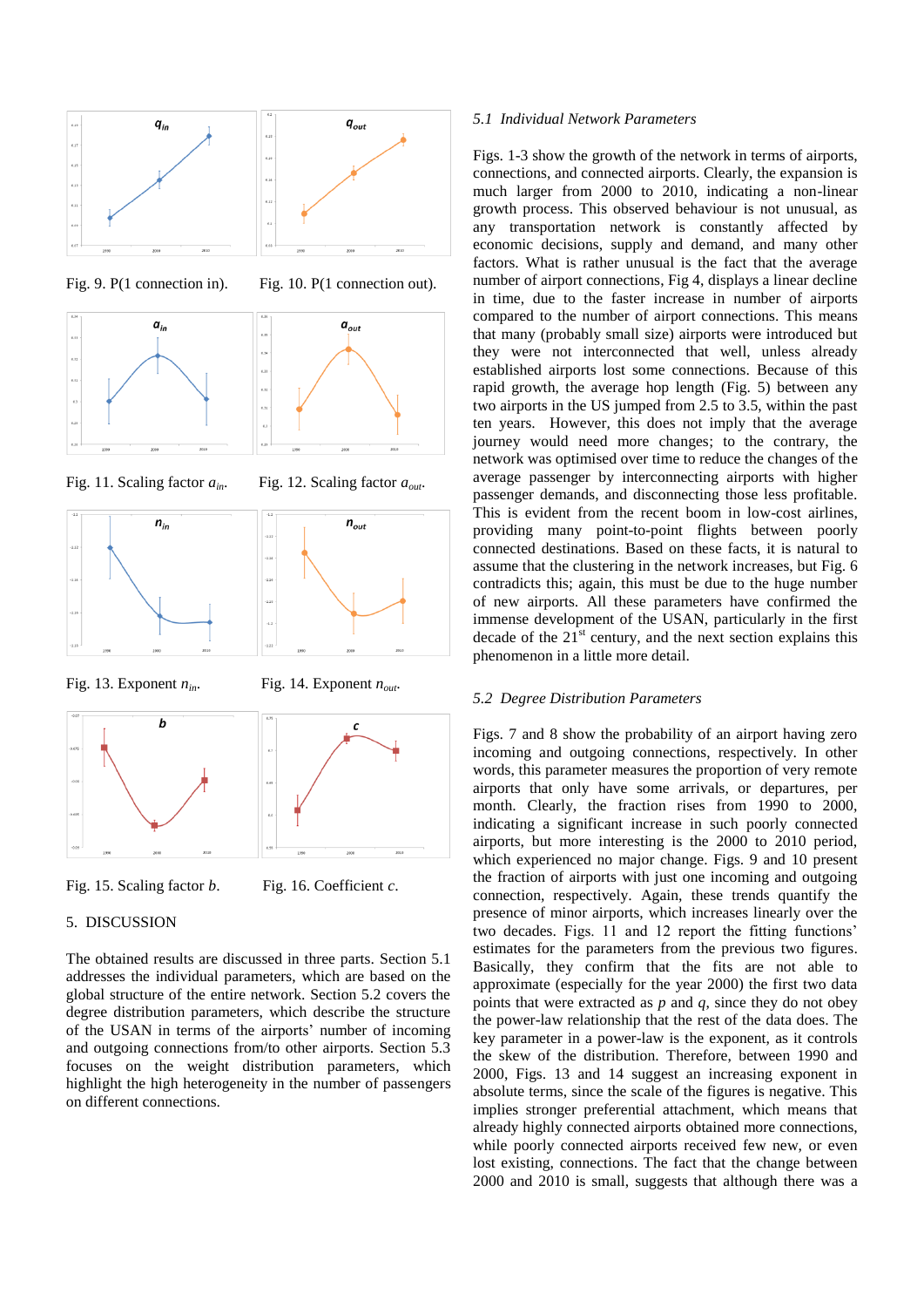Fig. 9. P(1 connection in).

Fig. 10. P(1 connection out).

Fig. 11. Scaling factor $a_{in}$.

Fig. 12. Scaling factor $a_{out}$.

Fig. 13. Exponent $n_{in}$.

Fig. 14. Exponent $n_{out}$.

Fig. 15. Scaling factor $b$.

Fig. 16. Coefficient $c$.

## 5. DISCUSSION

The obtained results are discussed in three parts. Section 5.1 addresses the individual parameters, which are based on the global structure of the entire network. Section 5.2 covers the degree distribution parameters, which describe the structure of the USAN in terms of the airports' number of incoming and outgoing connections from/to other airports. Section 5.3 focuses on the weight distribution parameters, which highlight the high heterogeneity in the number of passengers on different connections.

### *5.1 Individual Network Parameters*

Figs. 1-3 show the growth of the network in terms of airports, connections, and connected airports. Clearly, the expansion is much larger from 2000 to 2010, indicating a non-linear growth process. This observed behaviour is not unusual, as any transportation network is constantly affected by economic decisions, supply and demand, and many other factors. What is rather unusual is the fact that the average number of airport connections, Fig 4, displays a linear decline in time, due to the faster increase in number of airports compared to the number of airport connections. This means that many (probably small size) airports were introduced but they were not interconnected that well, unless already established airports lost some connections. Because of this rapid growth, the average hop length (Fig. 5) between any two airports in the US jumped from 2.5 to 3.5, within the past ten years. However, this does not imply that the average journey would need more changes; to the contrary, the network was optimised over time to reduce the changes of the average passenger by interconnecting airports with higher passenger demands, and disconnecting those less profitable. This is evident from the recent boom in low-cost airlines, providing many point-to-point flights between poorly connected destinations. Based on these facts, it is natural to assume that the clustering in the network increases, but Fig. 6 contradicts this; again, this must be due to the huge number of new airports. All these parameters have confirmed the immense development of the USAN, particularly in the first decade of the 21st century, and the next section explains this phenomenon in a little more detail.

### *5.2 Degree Distribution Parameters*

Figs. 7 and 8 show the probability of an airport having zero incoming and outgoing connections, respectively. In other words, this parameter measures the proportion of very remote airports that only have some arrivals, or departures, per month. Clearly, the fraction rises from 1990 to 2000, indicating a significant increase in such poorly connected airports, but more interesting is the 2000 to 2010 period, which experienced no major change. Figs. 9 and 10 present the fraction of airports with just one incoming and outgoing connection, respectively. Again, these trends quantify the presence of minor airports, which increases linearly over the two decades. Figs. 11 and 12 report the fitting functions' estimates for the parameters from the previous two figures. Basically, they confirm that the fits are not able to approximate (especially for the year 2000) the first two data points that were extracted as $p$ and $q$, since they do not obey the power-law relationship that the rest of the data does. The key parameter in a power-law is the exponent, as it controls the skew of the distribution. Therefore, between 1990 and 2000, Figs. 13 and 14 suggest an increasing exponent in absolute terms, since the scale of the figures is negative. This implies stronger preferential attachment, which means that already highly connected airports obtained more connections, while poorly connected airports received few new, or even lost existing, connections. The fact that the change between 2000 and 2010 is small, suggests that although there was a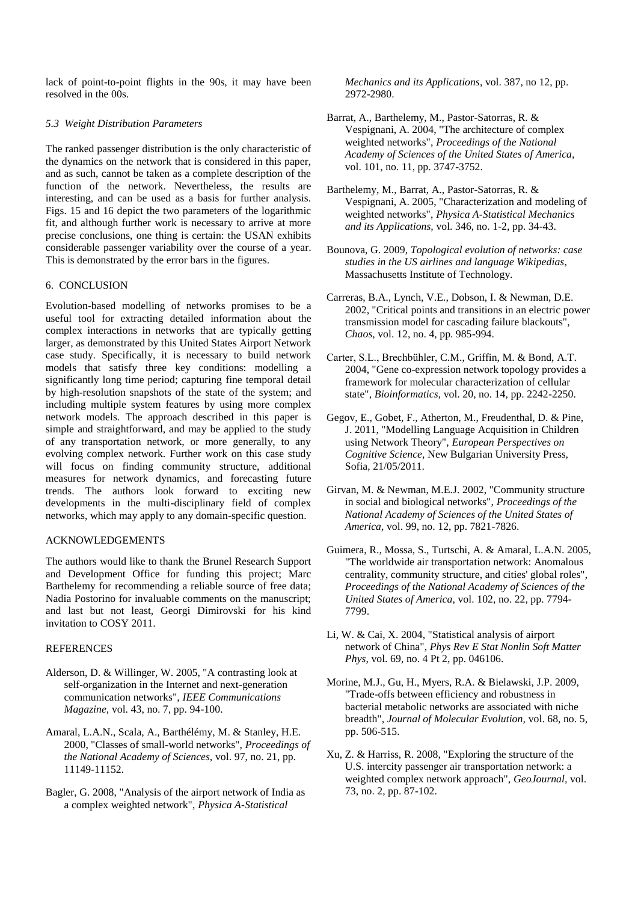lack of point-to-point flights in the 90s, it may have been resolved in the 00s.

### *5.3 Weight Distribution Parameters*

The ranked passenger distribution is the only characteristic of the dynamics on the network that is considered in this paper, and as such, cannot be taken as a complete description of the function of the network. Nevertheless, the results are interesting, and can be used as a basis for further analysis. Figs. 15 and 16 depict the two parameters of the logarithmic fit, and although further work is necessary to arrive at more precise conclusions, one thing is certain: the USAN exhibits considerable passenger variability over the course of a year. This is demonstrated by the error bars in the figures.

## 6. CONCLUSION

Evolution-based modelling of networks promises to be a useful tool for extracting detailed information about the complex interactions in networks that are typically getting larger, as demonstrated by this United States Airport Network case study. Specifically, it is necessary to build network models that satisfy three key conditions: modelling a significantly long time period; capturing fine temporal detail by high-resolution snapshots of the state of the system; and including multiple system features by using more complex network models. The approach described in this paper is simple and straightforward, and may be applied to the study of any transportation network, or more generally, to any evolving complex network. Further work on this case study will focus on finding community structure, additional measures for network dynamics, and forecasting future trends. The authors look forward to exciting new developments in the multi-disciplinary field of complex networks, which may apply to any domain-specific question.

## ACKNOWLEDGEMENTS

The authors would like to thank the Brunel Research Support and Development Office for funding this project; Marc Barthelemy for recommending a reliable source of free data; Nadia Postorino for invaluable comments on the manuscript; and last but not least, Georgi Dimirovski for his kind invitation to COSY 2011.

## REFERENCES

Alderson, D. & Willinger, W. 2005, "A contrasting look at self-organization in the Internet and next-generation communication networks", *IEEE Communications Magazine,* vol. 43, no. 7, pp. 94-100.

Amaral, L.A.N., Scala, A., Barthélémy, M. & Stanley, H.E. 2000, "Classes of small-world networks", *Proceedings of the National Academy of Sciences,* vol. 97, no. 21, pp. 11149-11152.

Bagler, G. 2008, "Analysis of the airport network of India as a complex weighted network", *Physica A-Statistical Mechanics and its Applications*, vol. 387, no 12, pp. 2972-2980.

Barrat, A., Barthelemy, M., Pastor-Satorras, R. & Vespignani, A. 2004, "The architecture of complex weighted networks", *Proceedings of the National Academy of Sciences of the United States of America*, vol. 101, no. 11, pp. 3747-3752.

Barthelemy, M., Barrat, A., Pastor-Satorras, R. & Vespignani, A. 2005, "Characterization and modeling of weighted networks", *Physica A-Statistical Mechanics and its Applications,* vol. 346, no. 1-2, pp. 34-43.

Bounova, G. 2009, *Topological evolution of networks: case studies in the US airlines and language Wikipedias*, Massachusetts Institute of Technology.

Carreras, B.A., Lynch, V.E., Dobson, I. & Newman, D.E. 2002, "Critical points and transitions in an electric power transmission model for cascading failure blackouts", *Chaos,* vol. 12, no. 4, pp. 985-994.

Carter, S.L., Brechbühler, C.M., Griffin, M. & Bond, A.T. 2004, "Gene co-expression network topology provides a framework for molecular characterization of cellular state", *Bioinformatics,* vol. 20, no. 14, pp. 2242-2250.

Gegov, E., Gobet, F., Atherton, M., Freudenthal, D. & Pine, J. 2011, "Modelling Language Acquisition in Children using Network Theory", *European Perspectives on Cognitive Science*, New Bulgarian University Press, Sofia, 21/05/2011.

Girvan, M. & Newman, M.E.J. 2002, "Community structure in social and biological networks", *Proceedings of the National Academy of Sciences of the United States of America,* vol. 99, no. 12, pp. 7821-7826.

Guimera, R., Mossa, S., Turtschi, A. & Amaral, L.A.N. 2005, "The worldwide air transportation network: Anomalous centrality, community structure, and cities' global roles", *Proceedings of the National Academy of Sciences of the United States of America,* vol. 102, no. 22, pp. 7794-7799.

Li, W. & Cai, X. 2004, "Statistical analysis of airport network of China", *Phys Rev E Stat Nonlin Soft Matter Phys,* vol. 69, no. 4 Pt 2, pp. 046106.

Morine, M.J., Gu, H., Myers, R.A. & Bielawski, J.P. 2009, "Trade-offs between efficiency and robustness in bacterial metabolic networks are associated with niche breadth", *Journal of Molecular Evolution,* vol. 68, no. 5, pp. 506-515.

Xu, Z. & Harriss, R. 2008, "Exploring the structure of the U.S. intercity passenger air transportation network: a weighted complex network approach", *GeoJournal,* vol. 73, no. 2, pp. 87-102.